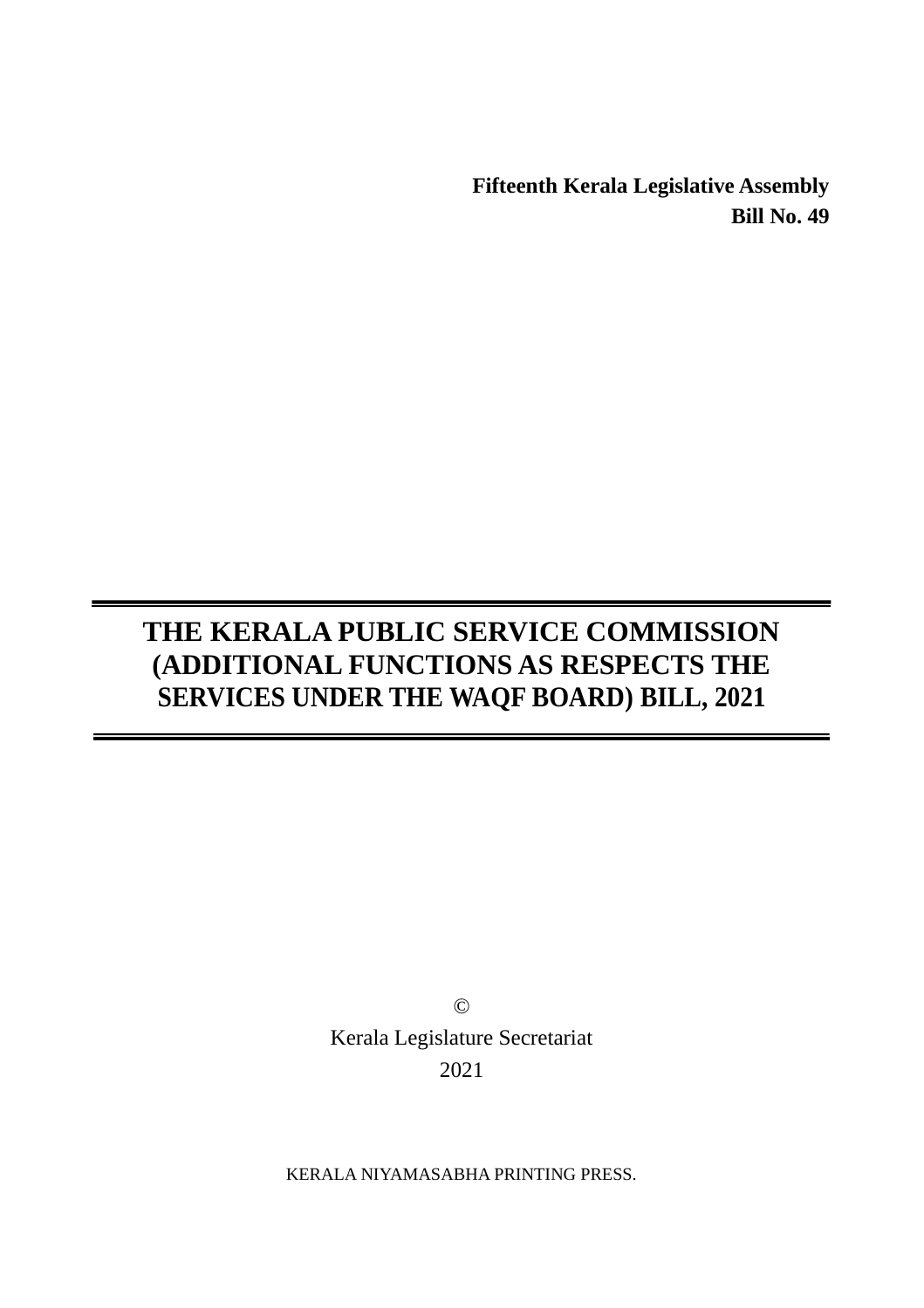**Fifteenth Kerala Legislative Assembly**

**Bill No. 49**

---

# THE KERALA PUBLIC SERVICE COMMISSION (ADDITIONAL FUNCTIONS AS RESPECTS THE SERVICES UNDER THE WAQF BOARD) BILL, 2021

---

©

Kerala Legislature Secretariat

2021

KERALA NIYAMASABHA PRINTING PRESS.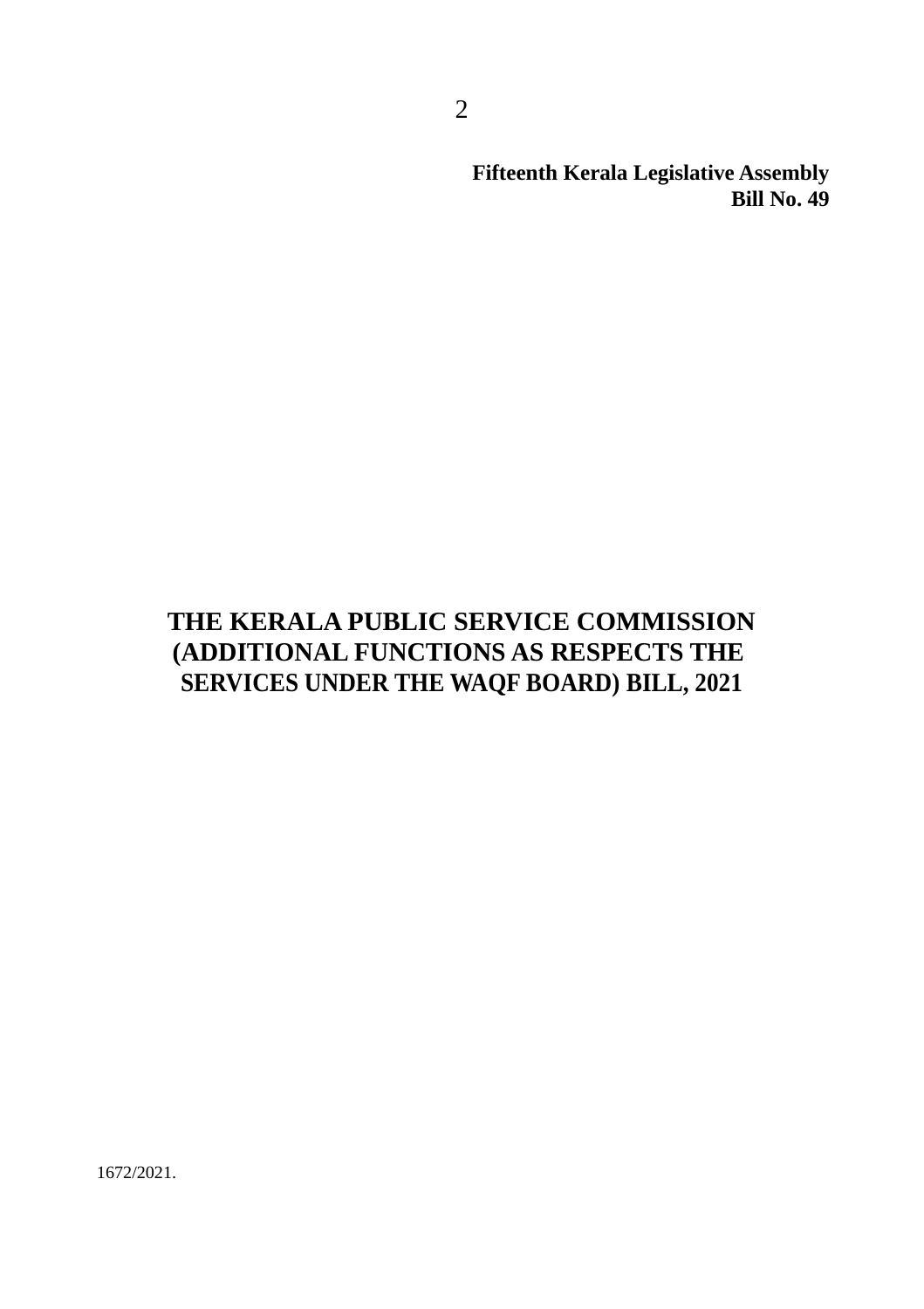**Fifteenth Kerala Legislative Assembly**
**Bill No. 49**

# THE KERALA PUBLIC SERVICE COMMISSION (ADDITIONAL FUNCTIONS AS RESPECTS THE SERVICES UNDER THE WAQF BOARD) BILL, 2021

1672/2021.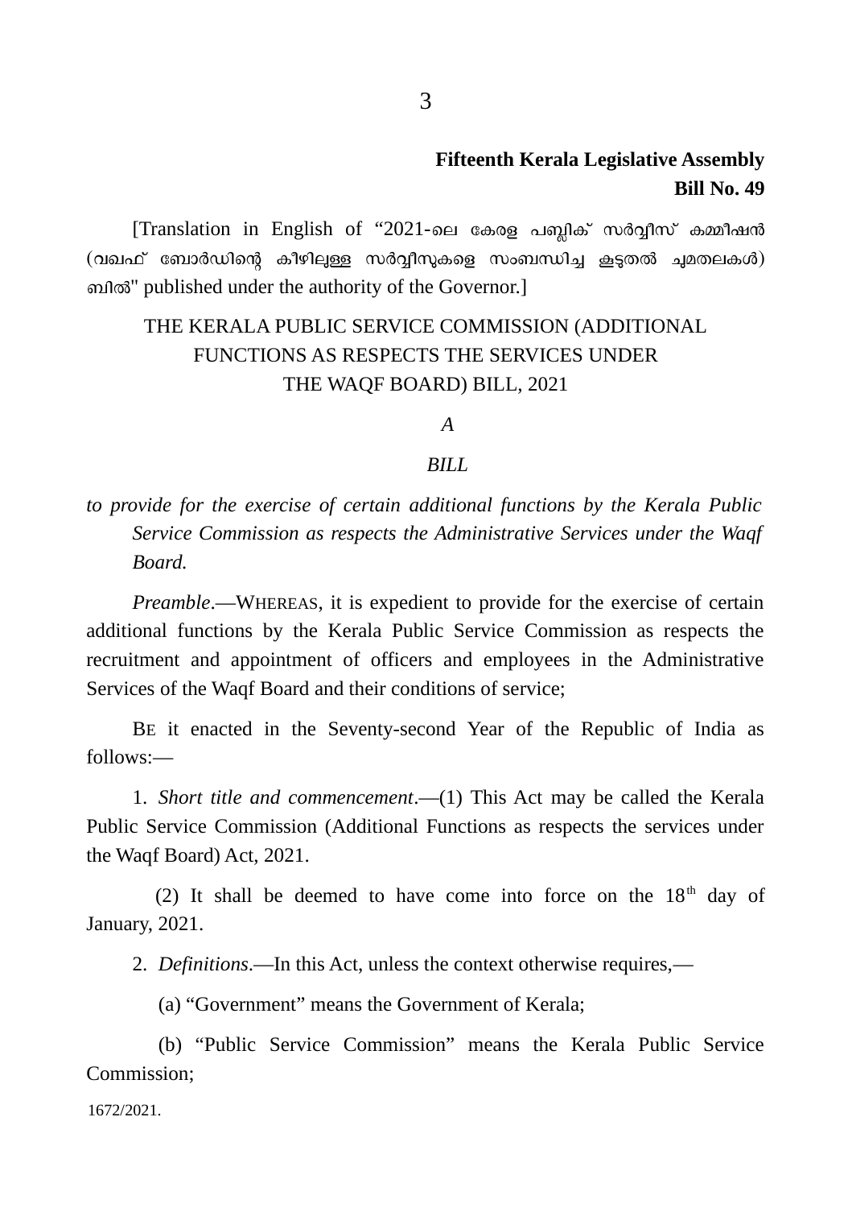**Fifteenth Kerala Legislative Assembly**
**Bill No. 49**

[Translation in English of "2021-ലെ കേരള പബ്ലിക് സർവ്വീസ് കമ്മീഷൻ (വഖഫ് ബോർഡിന്റെ കീഴിലുള്ള സർവ്വീസുകളെ സംബന്ധിച്ച കൂടുതൽ ചുമതലകൾ) ബിൽ" published under the authority of the Governor.]

# THE KERALA PUBLIC SERVICE COMMISSION (ADDITIONAL FUNCTIONS AS RESPECTS THE SERVICES UNDER THE WAQF BOARD) BILL, 2021

*A*

*BILL*

*to provide for the exercise of certain additional functions by the Kerala Public Service Commission as respects the Administrative Services under the Waqf Board.*

*Preamble*.—WHEREAS, it is expedient to provide for the exercise of certain additional functions by the Kerala Public Service Commission as respects the recruitment and appointment of officers and employees in the Administrative Services of the Waqf Board and their conditions of service;

BE it enacted in the Seventy-second Year of the Republic of India as follows:—

1. *Short title and commencement*.—(1) This Act may be called the Kerala Public Service Commission (Additional Functions as respects the services under the Waqf Board) Act, 2021.

(2) It shall be deemed to have come into force on the 18th day of January, 2021.

2. *Definitions*.—In this Act, unless the context otherwise requires,—

(a) "Government" means the Government of Kerala;

(b) "Public Service Commission" means the Kerala Public Service Commission;

1672/2021.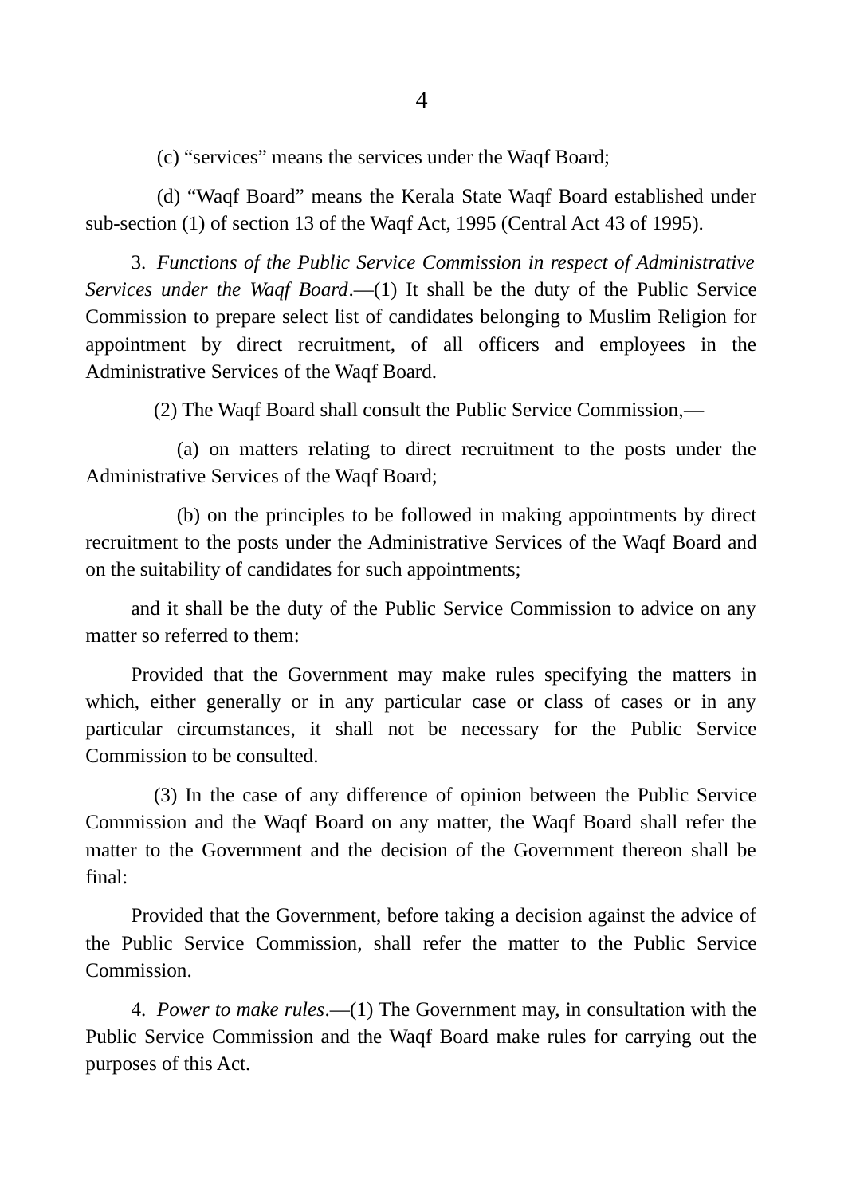(c) "services" means the services under the Waqf Board;

(d) "Waqf Board" means the Kerala State Waqf Board established under sub-section (1) of section 13 of the Waqf Act, 1995 (Central Act 43 of 1995).

3. *Functions of the Public Service Commission in respect of Administrative Services under the Waqf Board*.—(1) It shall be the duty of the Public Service Commission to prepare select list of candidates belonging to Muslim Religion for appointment by direct recruitment, of all officers and employees in the Administrative Services of the Waqf Board.

(2) The Waqf Board shall consult the Public Service Commission,—

(a) on matters relating to direct recruitment to the posts under the Administrative Services of the Waqf Board;

(b) on the principles to be followed in making appointments by direct recruitment to the posts under the Administrative Services of the Waqf Board and on the suitability of candidates for such appointments;

and it shall be the duty of the Public Service Commission to advice on any matter so referred to them:

Provided that the Government may make rules specifying the matters in which, either generally or in any particular case or class of cases or in any particular circumstances, it shall not be necessary for the Public Service Commission to be consulted.

(3) In the case of any difference of opinion between the Public Service Commission and the Waqf Board on any matter, the Waqf Board shall refer the matter to the Government and the decision of the Government thereon shall be final:

Provided that the Government, before taking a decision against the advice of the Public Service Commission, shall refer the matter to the Public Service Commission.

4. *Power to make rules*.—(1) The Government may, in consultation with the Public Service Commission and the Waqf Board make rules for carrying out the purposes of this Act.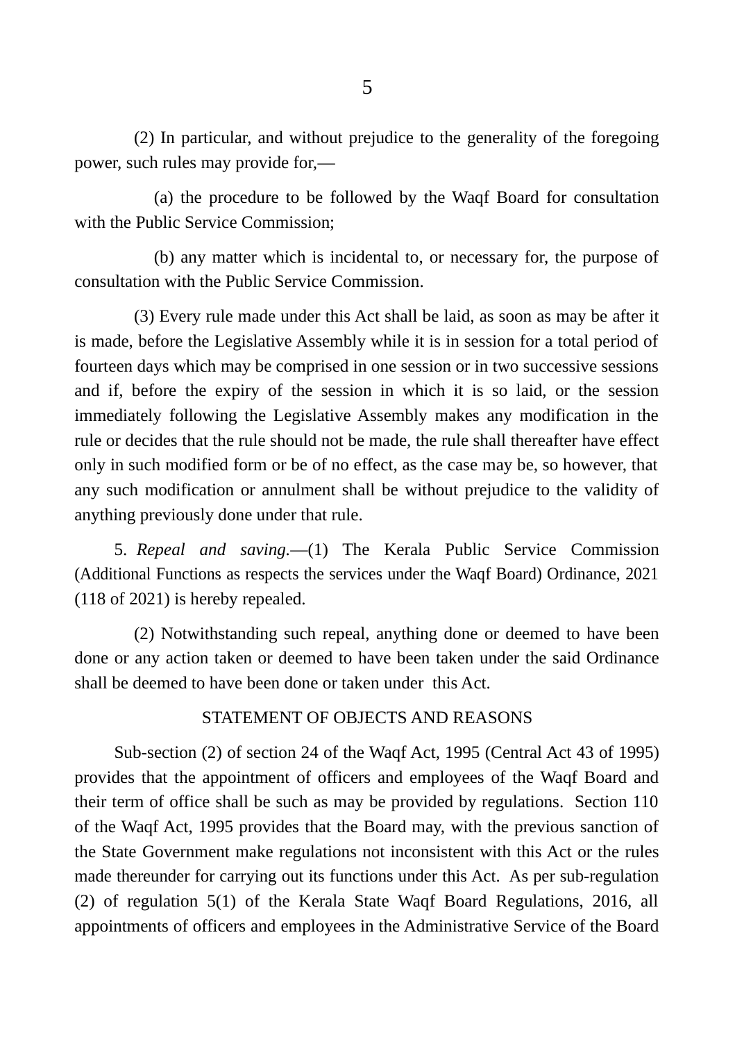(2) In particular, and without prejudice to the generality of the foregoing power, such rules may provide for,—

(a) the procedure to be followed by the Waqf Board for consultation with the Public Service Commission;

(b) any matter which is incidental to, or necessary for, the purpose of consultation with the Public Service Commission.

(3) Every rule made under this Act shall be laid, as soon as may be after it is made, before the Legislative Assembly while it is in session for a total period of fourteen days which may be comprised in one session or in two successive sessions and if, before the expiry of the session in which it is so laid, or the session immediately following the Legislative Assembly makes any modification in the rule or decides that the rule should not be made, the rule shall thereafter have effect only in such modified form or be of no effect, as the case may be, so however, that any such modification or annulment shall be without prejudice to the validity of anything previously done under that rule.

5. *Repeal and saving.*—(1) The Kerala Public Service Commission (Additional Functions as respects the services under the Waqf Board) Ordinance, 2021 (118 of 2021) is hereby repealed.

(2) Notwithstanding such repeal, anything done or deemed to have been done or any action taken or deemed to have been taken under the said Ordinance shall be deemed to have been done or taken under this Act.

## STATEMENT OF OBJECTS AND REASONS

Sub-section (2) of section 24 of the Waqf Act, 1995 (Central Act 43 of 1995) provides that the appointment of officers and employees of the Waqf Board and their term of office shall be such as may be provided by regulations. Section 110 of the Waqf Act, 1995 provides that the Board may, with the previous sanction of the State Government make regulations not inconsistent with this Act or the rules made thereunder for carrying out its functions under this Act. As per sub-regulation (2) of regulation 5(1) of the Kerala State Waqf Board Regulations, 2016, all appointments of officers and employees in the Administrative Service of the Board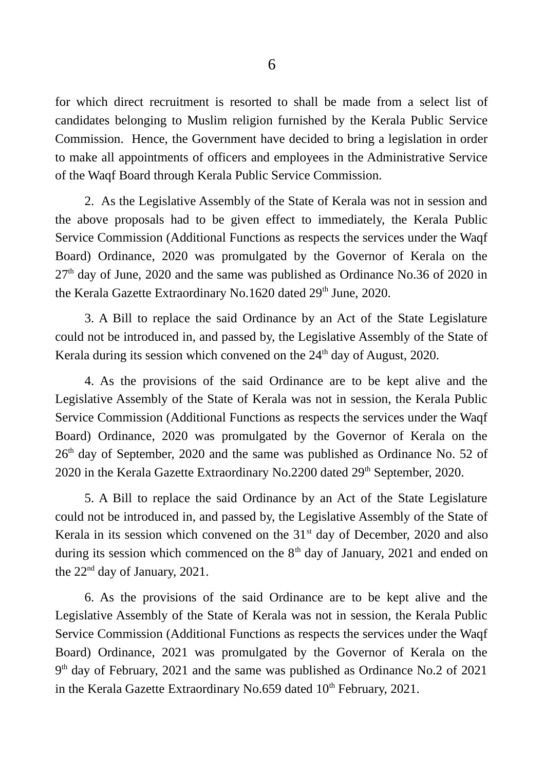for which direct recruitment is resorted to shall be made from a select list of candidates belonging to Muslim religion furnished by the Kerala Public Service Commission. Hence, the Government have decided to bring a legislation in order to make all appointments of officers and employees in the Administrative Service of the Waqf Board through Kerala Public Service Commission.

2. As the Legislative Assembly of the State of Kerala was not in session and the above proposals had to be given effect to immediately, the Kerala Public Service Commission (Additional Functions as respects the services under the Waqf Board) Ordinance, 2020 was promulgated by the Governor of Kerala on the 27th day of June, 2020 and the same was published as Ordinance No.36 of 2020 in the Kerala Gazette Extraordinary No.1620 dated 29th June, 2020.

3. A Bill to replace the said Ordinance by an Act of the State Legislature could not be introduced in, and passed by, the Legislative Assembly of the State of Kerala during its session which convened on the 24th day of August, 2020.

4. As the provisions of the said Ordinance are to be kept alive and the Legislative Assembly of the State of Kerala was not in session, the Kerala Public Service Commission (Additional Functions as respects the services under the Waqf Board) Ordinance, 2020 was promulgated by the Governor of Kerala on the 26th day of September, 2020 and the same was published as Ordinance No. 52 of 2020 in the Kerala Gazette Extraordinary No.2200 dated 29th September, 2020.

5. A Bill to replace the said Ordinance by an Act of the State Legislature could not be introduced in, and passed by, the Legislative Assembly of the State of Kerala in its session which convened on the 31st day of December, 2020 and also during its session which commenced on the 8th day of January, 2021 and ended on the 22nd day of January, 2021.

6. As the provisions of the said Ordinance are to be kept alive and the Legislative Assembly of the State of Kerala was not in session, the Kerala Public Service Commission (Additional Functions as respects the services under the Waqf Board) Ordinance, 2021 was promulgated by the Governor of Kerala on the 9th day of February, 2021 and the same was published as Ordinance No.2 of 2021 in the Kerala Gazette Extraordinary No.659 dated 10th February, 2021.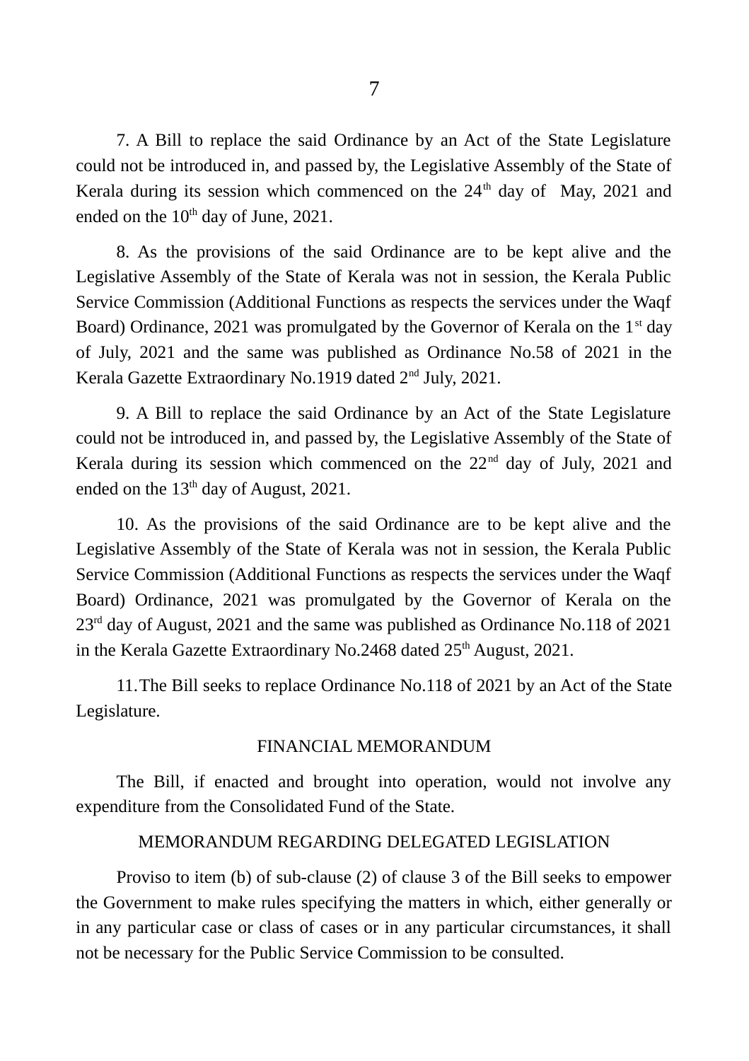7. A Bill to replace the said Ordinance by an Act of the State Legislature could not be introduced in, and passed by, the Legislative Assembly of the State of Kerala during its session which commenced on the 24th day of May, 2021 and ended on the 10th day of June, 2021.

8. As the provisions of the said Ordinance are to be kept alive and the Legislative Assembly of the State of Kerala was not in session, the Kerala Public Service Commission (Additional Functions as respects the services under the Waqf Board) Ordinance, 2021 was promulgated by the Governor of Kerala on the 1st day of July, 2021 and the same was published as Ordinance No.58 of 2021 in the Kerala Gazette Extraordinary No.1919 dated 2nd July, 2021.

9. A Bill to replace the said Ordinance by an Act of the State Legislature could not be introduced in, and passed by, the Legislative Assembly of the State of Kerala during its session which commenced on the 22nd day of July, 2021 and ended on the 13th day of August, 2021.

10. As the provisions of the said Ordinance are to be kept alive and the Legislative Assembly of the State of Kerala was not in session, the Kerala Public Service Commission (Additional Functions as respects the services under the Waqf Board) Ordinance, 2021 was promulgated by the Governor of Kerala on the 23rd day of August, 2021 and the same was published as Ordinance No.118 of 2021 in the Kerala Gazette Extraordinary No.2468 dated 25th August, 2021.

11. The Bill seeks to replace Ordinance No.118 of 2021 by an Act of the State Legislature.

## FINANCIAL MEMORANDUM

The Bill, if enacted and brought into operation, would not involve any expenditure from the Consolidated Fund of the State.

## MEMORANDUM REGARDING DELEGATED LEGISLATION

Proviso to item (b) of sub-clause (2) of clause 3 of the Bill seeks to empower the Government to make rules specifying the matters in which, either generally or in any particular case or class of cases or in any particular circumstances, it shall not be necessary for the Public Service Commission to be consulted.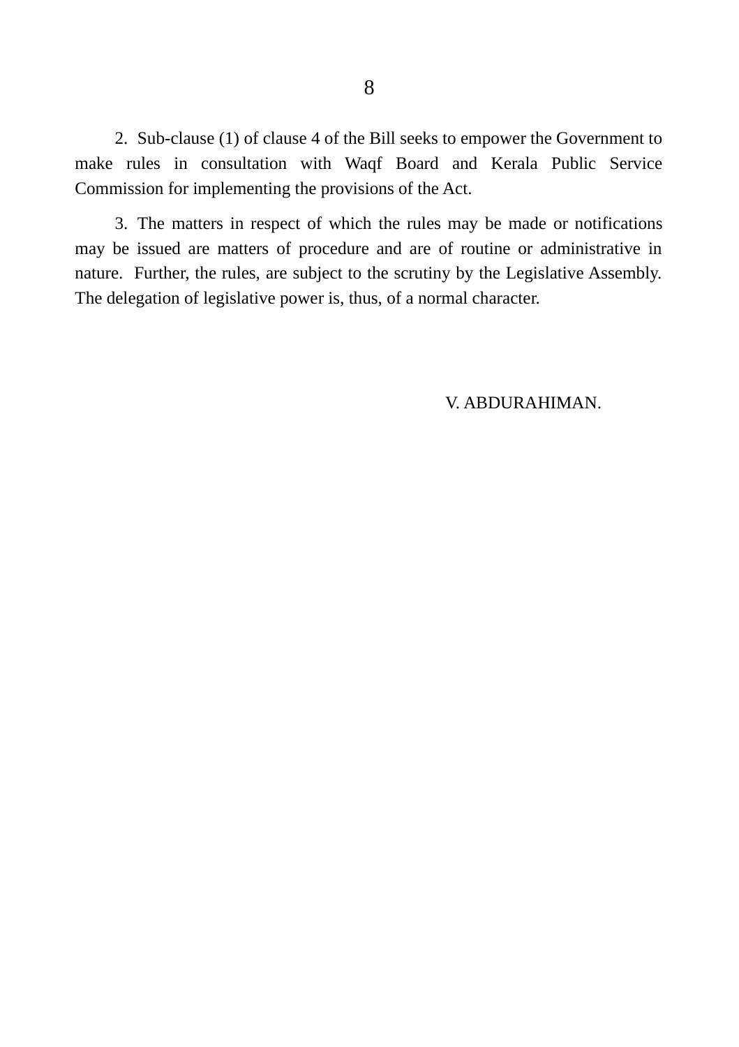2. Sub-clause (1) of clause 4 of the Bill seeks to empower the Government to make rules in consultation with Waqf Board and Kerala Public Service Commission for implementing the provisions of the Act.

3. The matters in respect of which the rules may be made or notifications may be issued are matters of procedure and are of routine or administrative in nature. Further, the rules, are subject to the scrutiny by the Legislative Assembly. The delegation of legislative power is, thus, of a normal character.

V. ABDURAHIMAN.